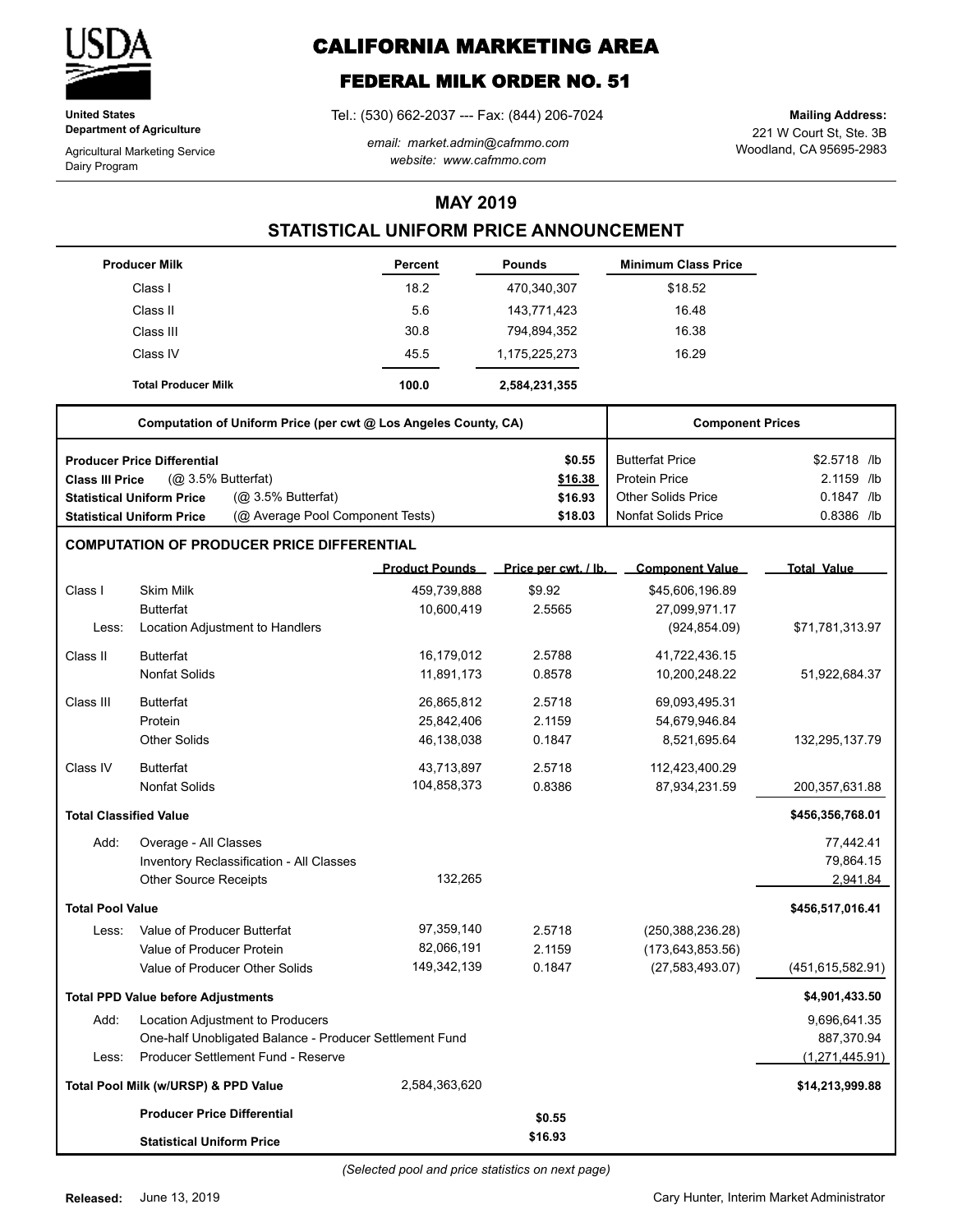# CALIFORNIA MARKETING AREA

## FEDERAL MILK ORDER NO. 51

**United States Department of Agriculture**

Agricultural Marketing Service
Dairy Program

Tel.: (530) 662-2037 --- Fax: (844) 206-7024

*email: market.admin@cafmmo.com*
*website: www.cafmmo.com*

**Mailing Address:**
221 W Court St, Ste. 3B
Woodland, CA 95695-2983

## MAY 2019

## STATISTICAL UNIFORM PRICE ANNOUNCEMENT

| Producer Milk | Percent | Pounds | Minimum Class Price |
|---|---|---|---|
| Class I | 18.2 | 470,340,307 | $18.52 |
| Class II | 5.6 | 143,771,423 | 16.48 |
| Class III | 30.8 | 794,894,352 | 16.38 |
| Class IV | 45.5 | 1,175,225,273 | 16.29 |
| **Total Producer Milk** | **100.0** | **2,584,231,355** | |

| Computation of Uniform Price (per cwt @ Los Angeles County, CA) | | Component Prices | |
|---|---|---|---|
| **Producer Price Differential** | **$0.55** | Butterfat Price | $2.5718 /lb |
| **Class III Price** (@ 3.5% Butterfat) | **$16.38** | Protein Price | 2.1159 /lb |
| **Statistical Uniform Price** (@ 3.5% Butterfat) | **$16.93** | Other Solids Price | 0.1847 /lb |
| **Statistical Uniform Price** (@ Average Pool Component Tests) | **$18.03** | Nonfat Solids Price | 0.8386 /lb |

### COMPUTATION OF PRODUCER PRICE DIFFERENTIAL

| | | Product Pounds | Price per cwt. / lb. | Component Value | Total Value |
|---|---|---|---|---|---|
| Class I | Skim Milk | 459,739,888 | $9.92 | $45,606,196.89 | |
| | Butterfat | 10,600,419 | 2.5565 | 27,099,971.17 | |
| Less: | Location Adjustment to Handlers | | | (924,854.09) | $71,781,313.97 |
| Class II | Butterfat | 16,179,012 | 2.5788 | 41,722,436.15 | |
| | Nonfat Solids | 11,891,173 | 0.8578 | 10,200,248.22 | 51,922,684.37 |
| Class III | Butterfat | 26,865,812 | 2.5718 | 69,093,495.31 | |
| | Protein | 25,842,406 | 2.1159 | 54,679,946.84 | |
| | Other Solids | 46,138,038 | 0.1847 | 8,521,695.64 | 132,295,137.79 |
| Class IV | Butterfat | 43,713,897 | 2.5718 | 112,423,400.29 | |
| | Nonfat Solids | 104,858,373 | 0.8386 | 87,934,231.59 | 200,357,631.88 |
| **Total Classified Value** | | | | | **$456,356,768.01** |
| Add: | Overage - All Classes | | | | 77,442.41 |
| | Inventory Reclassification - All Classes | | | | 79,864.15 |
| | Other Source Receipts | 132,265 | | | 2,941.84 |
| **Total Pool Value** | | | | | **$456,517,016.41** |
| Less: | Value of Producer Butterfat | 97,359,140 | 2.5718 | (250,388,236.28) | |
| | Value of Producer Protein | 82,066,191 | 2.1159 | (173,643,853.56) | |
| | Value of Producer Other Solids | 149,342,139 | 0.1847 | (27,583,493.07) | (451,615,582.91) |
| **Total PPD Value before Adjustments** | | | | | **$4,901,433.50** |
| Add: | Location Adjustment to Producers | | | | 9,696,641.35 |
| | One-half Unobligated Balance - Producer Settlement Fund | | | | 887,370.94 |
| Less: | Producer Settlement Fund - Reserve | | | | (1,271,445.91) |
| **Total Pool Milk (w/URSP) & PPD Value** | | 2,584,363,620 | | | **$14,213,999.88** |
| | **Producer Price Differential** | | **$0.55** | | |
| | **Statistical Uniform Price** | | **$16.93** | | |

*(Selected pool and price statistics on next page)*

**Released:** June 13, 2019

Cary Hunter, Interim Market Administrator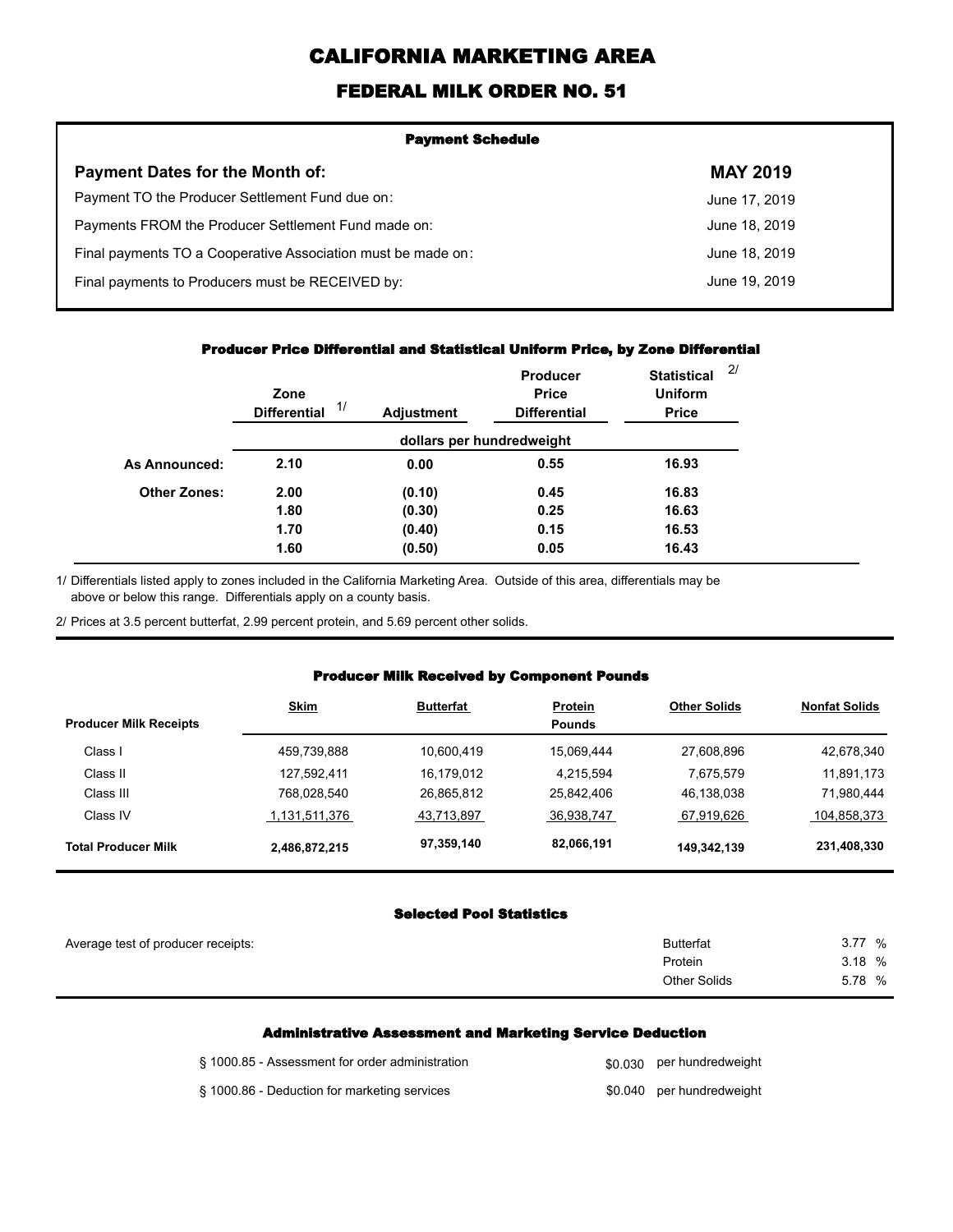# CALIFORNIA MARKETING AREA

## FEDERAL MILK ORDER NO. 51

### Payment Schedule

| Payment Dates for the Month of: | MAY 2019 |
|---|---|
| Payment TO the Producer Settlement Fund due on: | June 17, 2019 |
| Payments FROM the Producer Settlement Fund made on: | June 18, 2019 |
| Final payments TO a Cooperative Association must be made on: | June 18, 2019 |
| Final payments to Producers must be RECEIVED by: | June 19, 2019 |

### Producer Price Differential and Statistical Uniform Price, by Zone Differential

| | Zone Differential 1/ | Adjustment | Producer Price Differential | Statistical Uniform Price 2/ |
|---|---|---|---|---|
| | dollars per hundredweight | | | |
| **As Announced:** | **2.10** | **0.00** | **0.55** | **16.93** |
| **Other Zones:** | **2.00** | **(0.10)** | **0.45** | **16.83** |
| | **1.80** | **(0.30)** | **0.25** | **16.63** |
| | **1.70** | **(0.40)** | **0.15** | **16.53** |
| | **1.60** | **(0.50)** | **0.05** | **16.43** |

1/ Differentials listed apply to zones included in the California Marketing Area. Outside of this area, differentials may be above or below this range. Differentials apply on a county basis.

2/ Prices at 3.5 percent butterfat, 2.99 percent protein, and 5.69 percent other solids.

### Producer Milk Received by Component Pounds

| Producer Milk Receipts | Skim | Butterfat | Protein | Other Solids | Nonfat Solids |
|---|---|---|---|---|---|
| | | | Pounds | | |
| Class I | 459,739,888 | 10,600,419 | 15,069,444 | 27,608,896 | 42,678,340 |
| Class II | 127,592,411 | 16,179,012 | 4,215,594 | 7,675,579 | 11,891,173 |
| Class III | 768,028,540 | 26,865,812 | 25,842,406 | 46,138,038 | 71,980,444 |
| Class IV | 1,131,511,376 | 43,713,897 | 36,938,747 | 67,919,626 | 104,858,373 |
| **Total Producer Milk** | **2,486,872,215** | **97,359,140** | **82,066,191** | **149,342,139** | **231,408,330** |

### Selected Pool Statistics

| Average test of producer receipts: | | |
|---|---|---|
| | Butterfat | 3.77 % |
| | Protein | 3.18 % |
| | Other Solids | 5.78 % |

### Administrative Assessment and Marketing Service Deduction

| | | |
|---|---|---|
| § 1000.85 - Assessment for order administration | $0.030 | per hundredweight |
| § 1000.86 - Deduction for marketing services | $0.040 | per hundredweight |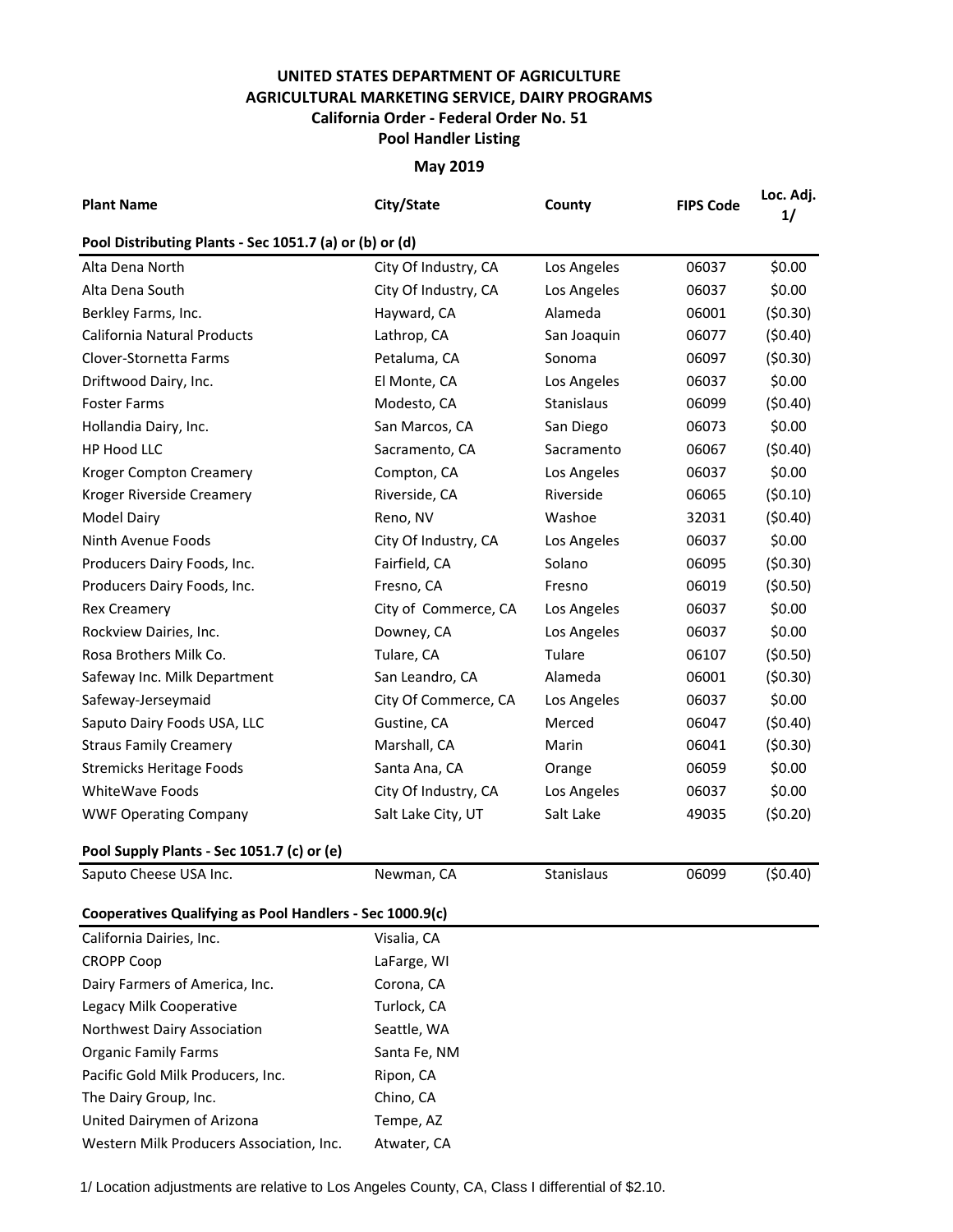**UNITED STATES DEPARTMENT OF AGRICULTURE**
**AGRICULTURAL MARKETING SERVICE, DAIRY PROGRAMS**
**California Order - Federal Order No. 51**
**Pool Handler Listing**

**May 2019**

| Plant Name | City/State | County | FIPS Code | Loc. Adj. 1/ |
|---|---|---|---|---|
| **Pool Distributing Plants - Sec 1051.7 (a) or (b) or (d)** | | | | |
| Alta Dena North | City Of Industry, CA | Los Angeles | 06037 | $0.00 |
| Alta Dena South | City Of Industry, CA | Los Angeles | 06037 | $0.00 |
| Berkley Farms, Inc. | Hayward, CA | Alameda | 06001 | ($0.30) |
| California Natural Products | Lathrop, CA | San Joaquin | 06077 | ($0.40) |
| Clover-Stornetta Farms | Petaluma, CA | Sonoma | 06097 | ($0.30) |
| Driftwood Dairy, Inc. | El Monte, CA | Los Angeles | 06037 | $0.00 |
| Foster Farms | Modesto, CA | Stanislaus | 06099 | ($0.40) |
| Hollandia Dairy, Inc. | San Marcos, CA | San Diego | 06073 | $0.00 |
| HP Hood LLC | Sacramento, CA | Sacramento | 06067 | ($0.40) |
| Kroger Compton Creamery | Compton, CA | Los Angeles | 06037 | $0.00 |
| Kroger Riverside Creamery | Riverside, CA | Riverside | 06065 | ($0.10) |
| Model Dairy | Reno, NV | Washoe | 32031 | ($0.40) |
| Ninth Avenue Foods | City Of Industry, CA | Los Angeles | 06037 | $0.00 |
| Producers Dairy Foods, Inc. | Fairfield, CA | Solano | 06095 | ($0.30) |
| Producers Dairy Foods, Inc. | Fresno, CA | Fresno | 06019 | ($0.50) |
| Rex Creamery | City of Commerce, CA | Los Angeles | 06037 | $0.00 |
| Rockview Dairies, Inc. | Downey, CA | Los Angeles | 06037 | $0.00 |
| Rosa Brothers Milk Co. | Tulare, CA | Tulare | 06107 | ($0.50) |
| Safeway Inc. Milk Department | San Leandro, CA | Alameda | 06001 | ($0.30) |
| Safeway-Jerseymaid | City Of Commerce, CA | Los Angeles | 06037 | $0.00 |
| Saputo Dairy Foods USA, LLC | Gustine, CA | Merced | 06047 | ($0.40) |
| Straus Family Creamery | Marshall, CA | Marin | 06041 | ($0.30) |
| Stremicks Heritage Foods | Santa Ana, CA | Orange | 06059 | $0.00 |
| WhiteWave Foods | City Of Industry, CA | Los Angeles | 06037 | $0.00 |
| WWF Operating Company | Salt Lake City, UT | Salt Lake | 49035 | ($0.20) |
| **Pool Supply Plants - Sec 1051.7 (c) or (e)** | | | | |
| Saputo Cheese USA Inc. | Newman, CA | Stanislaus | 06099 | ($0.40) |
| **Cooperatives Qualifying as Pool Handlers - Sec 1000.9(c)** | | | | |
| California Dairies, Inc. | Visalia, CA | | | |
| CROPP Coop | LaFarge, WI | | | |
| Dairy Farmers of America, Inc. | Corona, CA | | | |
| Legacy Milk Cooperative | Turlock, CA | | | |
| Northwest Dairy Association | Seattle, WA | | | |
| Organic Family Farms | Santa Fe, NM | | | |
| Pacific Gold Milk Producers, Inc. | Ripon, CA | | | |
| The Dairy Group, Inc. | Chino, CA | | | |
| United Dairymen of Arizona | Tempe, AZ | | | |
| Western Milk Producers Association, Inc. | Atwater, CA | | | |

1/ Location adjustments are relative to Los Angeles County, CA, Class I differential of $2.10.